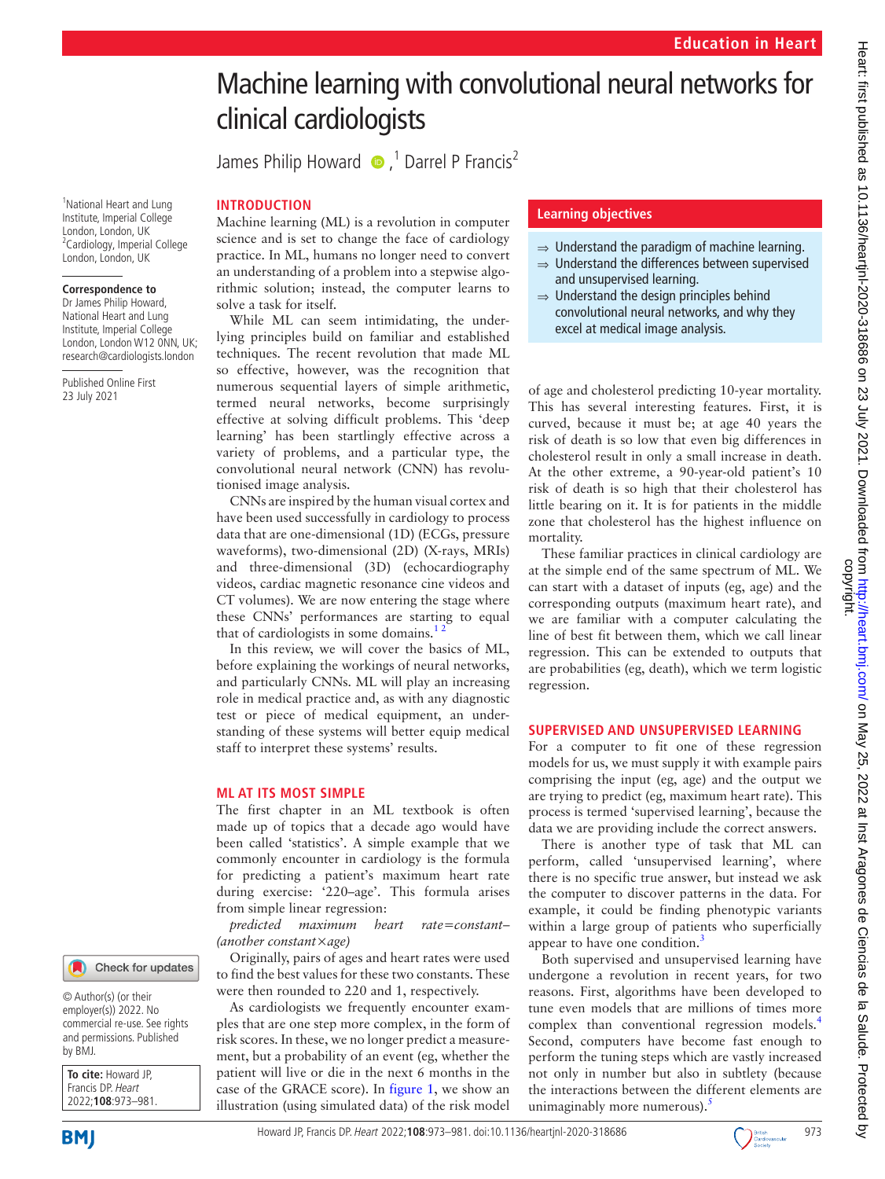Education in Heart

# Machine learning with convolutional neural networks for clinical cardiologists

James Philip Howard ,[1] Darrel P Francis[2]

[1]National Heart and Lung Institute, Imperial College London, London, UK
[2]Cardiology, Imperial College London, London, UK

**Correspondence to**
Dr James Philip Howard, National Heart and Lung Institute, Imperial College London, London W12 0NN, UK; research@cardiologists.london

Published Online First 23 July 2021

© Author(s) (or their employer(s)) 2022. No commercial re-use. See rights and permissions. Published by BMJ.

**To cite:** Howard JP, Francis DP. *Heart* 2022;**108**:973–981.

## Learning objectives

⇒ Understand the paradigm of machine learning.
⇒ Understand the differences between supervised and unsupervised learning.
⇒ Understand the design principles behind convolutional neural networks, and why they excel at medical image analysis.

## INTRODUCTION

Machine learning (ML) is a revolution in computer science and is set to change the face of cardiology practice. In ML, humans no longer need to convert an understanding of a problem into a stepwise algorithmic solution; instead, the computer learns to solve a task for itself.

While ML can seem intimidating, the underlying principles build on familiar and established techniques. The recent revolution that made ML so effective, however, was the recognition that numerous sequential layers of simple arithmetic, termed neural networks, become surprisingly effective at solving difficult problems. This 'deep learning' has been startlingly effective across a variety of problems, and a particular type, the convolutional neural network (CNN) has revolutionised image analysis.

CNNs are inspired by the human visual cortex and have been used successfully in cardiology to process data that are one-dimensional (1D) (ECGs, pressure waveforms), two-dimensional (2D) (X-rays, MRIs) and three-dimensional (3D) (echocardiography videos, cardiac magnetic resonance cine videos and CT volumes). We are now entering the stage where these CNNs' performances are starting to equal that of cardiologists in some domains.[1,2]

In this review, we will cover the basics of ML, before explaining the workings of neural networks, and particularly CNNs. ML will play an increasing role in medical practice and, as with any diagnostic test or piece of medical equipment, an understanding of these systems will better equip medical staff to interpret these systems' results.

## ML AT ITS MOST SIMPLE

The first chapter in an ML textbook is often made up of topics that a decade ago would have been called 'statistics'. A simple example that we commonly encounter in cardiology is the formula for predicting a patient's maximum heart rate during exercise: '220–age'. This formula arises from simple linear regression:

*predicted maximum heart rate=constant–(another constant×age)*

Originally, pairs of ages and heart rates were used to find the best values for these two constants. These were then rounded to 220 and 1, respectively.

As cardiologists we frequently encounter examples that are one step more complex, in the form of risk scores. In these, we no longer predict a measurement, but a probability of an event (eg, whether the patient will live or die in the next 6 months in the case of the GRACE score). In figure 1, we show an illustration (using simulated data) of the risk model of age and cholesterol predicting 10-year mortality. This has several interesting features. First, it is curved, because it must be; at age 40 years the risk of death is so low that even big differences in cholesterol result in only a small increase in death. At the other extreme, a 90-year-old patient's 10 risk of death is so high that their cholesterol has little bearing on it. It is for patients in the middle zone that cholesterol has the highest influence on mortality.

These familiar practices in clinical cardiology are at the simple end of the same spectrum of ML. We can start with a dataset of inputs (eg, age) and the corresponding outputs (maximum heart rate), and we are familiar with a computer calculating the line of best fit between them, which we call linear regression. This can be extended to outputs that are probabilities (eg, death), which we term logistic regression.

## SUPERVISED AND UNSUPERVISED LEARNING

For a computer to fit one of these regression models for us, we must supply it with example pairs comprising the input (eg, age) and the output we are trying to predict (eg, maximum heart rate). This process is termed 'supervised learning', because the data we are providing include the correct answers.

There is another type of task that ML can perform, called 'unsupervised learning', where there is no specific true answer, but instead we ask the computer to discover patterns in the data. For example, it could be finding phenotypic variants within a large group of patients who superficially appear to have one condition.[3]

Both supervised and unsupervised learning have undergone a revolution in recent years, for two reasons. First, algorithms have been developed to tune even models that are millions of times more complex than conventional regression models.[4] Second, computers have become fast enough to perform the tuning steps which are vastly increased not only in number but also in subtlety (because the interactions between the different elements are unimaginably more numerous).[5]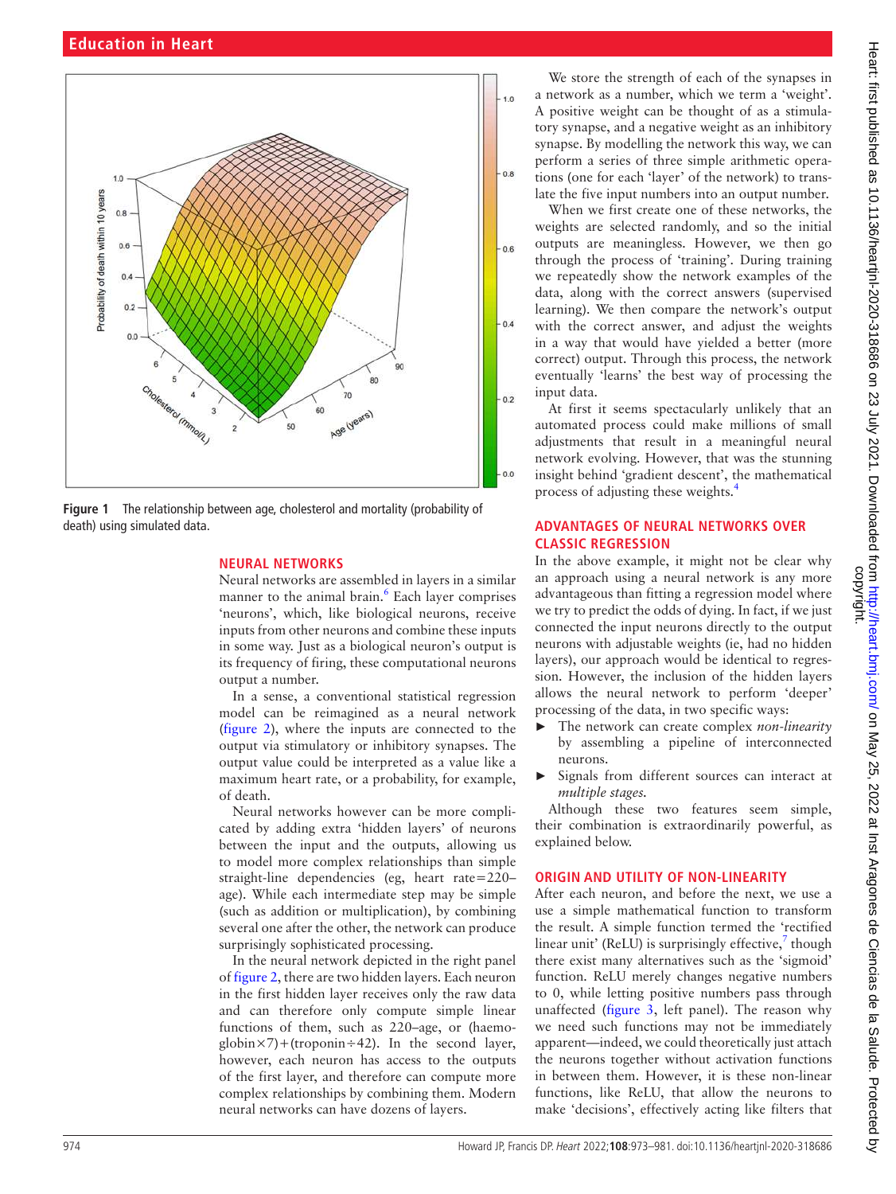Figure 1 The relationship between age, cholesterol and mortality (probability of death) using simulated data.

## NEURAL NETWORKS

Neural networks are assembled in layers in a similar manner to the animal brain.[6] Each layer comprises 'neurons', which, like biological neurons, receive inputs from other neurons and combine these inputs in some way. Just as a biological neuron's output is its frequency of firing, these computational neurons output a number.

In a sense, a conventional statistical regression model can be reimagined as a neural network (figure 2), where the inputs are connected to the output via stimulatory or inhibitory synapses. The output value could be interpreted as a value like a maximum heart rate, or a probability, for example, of death.

Neural networks however can be more complicated by adding extra 'hidden layers' of neurons between the input and the outputs, allowing us to model more complex relationships than simple straight-line dependencies (eg, heart rate=220–age). While each intermediate step may be simple (such as addition or multiplication), by combining several one after the other, the network can produce surprisingly sophisticated processing.

In the neural network depicted in the right panel of figure 2, there are two hidden layers. Each neuron in the first hidden layer receives only the raw data and can therefore only compute simple linear functions of them, such as 220–age, or (haemoglobin×7)+(troponin÷42). In the second layer, however, each neuron has access to the outputs of the first layer, and therefore can compute more complex relationships by combining them. Modern neural networks can have dozens of layers.

We store the strength of each of the synapses in a network as a number, which we term a 'weight'. A positive weight can be thought of as a stimulatory synapse, and a negative weight as an inhibitory synapse. By modelling the network this way, we can perform a series of three simple arithmetic operations (one for each 'layer' of the network) to translate the five input numbers into an output number.

When we first create one of these networks, the weights are selected randomly, and so the initial outputs are meaningless. However, we then go through the process of 'training'. During training we repeatedly show the network examples of the data, along with the correct answers (supervised learning). We then compare the network's output with the correct answer, and adjust the weights in a way that would have yielded a better (more correct) output. Through this process, the network eventually 'learns' the best way of processing the input data.

At first it seems spectacularly unlikely that an automated process could make millions of small adjustments that result in a meaningful neural network evolving. However, that was the stunning insight behind 'gradient descent', the mathematical process of adjusting these weights.[4]

## ADVANTAGES OF NEURAL NETWORKS OVER CLASSIC REGRESSION

In the above example, it might not be clear why an approach using a neural network is any more advantageous than fitting a regression model where we try to predict the odds of dying. In fact, if we just connected the input neurons directly to the output neurons with adjustable weights (ie, had no hidden layers), our approach would be identical to regression. However, the inclusion of the hidden layers allows the neural network to perform 'deeper' processing of the data, in two specific ways:

- The network can create complex *non-linearity* by assembling a pipeline of interconnected neurons.
- Signals from different sources can interact at *multiple stages*.

Although these two features seem simple, their combination is extraordinarily powerful, as explained below.

## ORIGIN AND UTILITY OF NON-LINEARITY

After each neuron, and before the next, we use a use a simple mathematical function to transform the result. A simple function termed the 'rectified linear unit' (ReLU) is surprisingly effective,[7] though there exist many alternatives such as the 'sigmoid' function. ReLU merely changes negative numbers to 0, while letting positive numbers pass through unaffected (figure 3, left panel). The reason why we need such functions may not be immediately apparent—indeed, we could theoretically just attach the neurons together without activation functions in between them. However, it is these non-linear functions, like ReLU, that allow the neurons to make 'decisions', effectively acting like filters that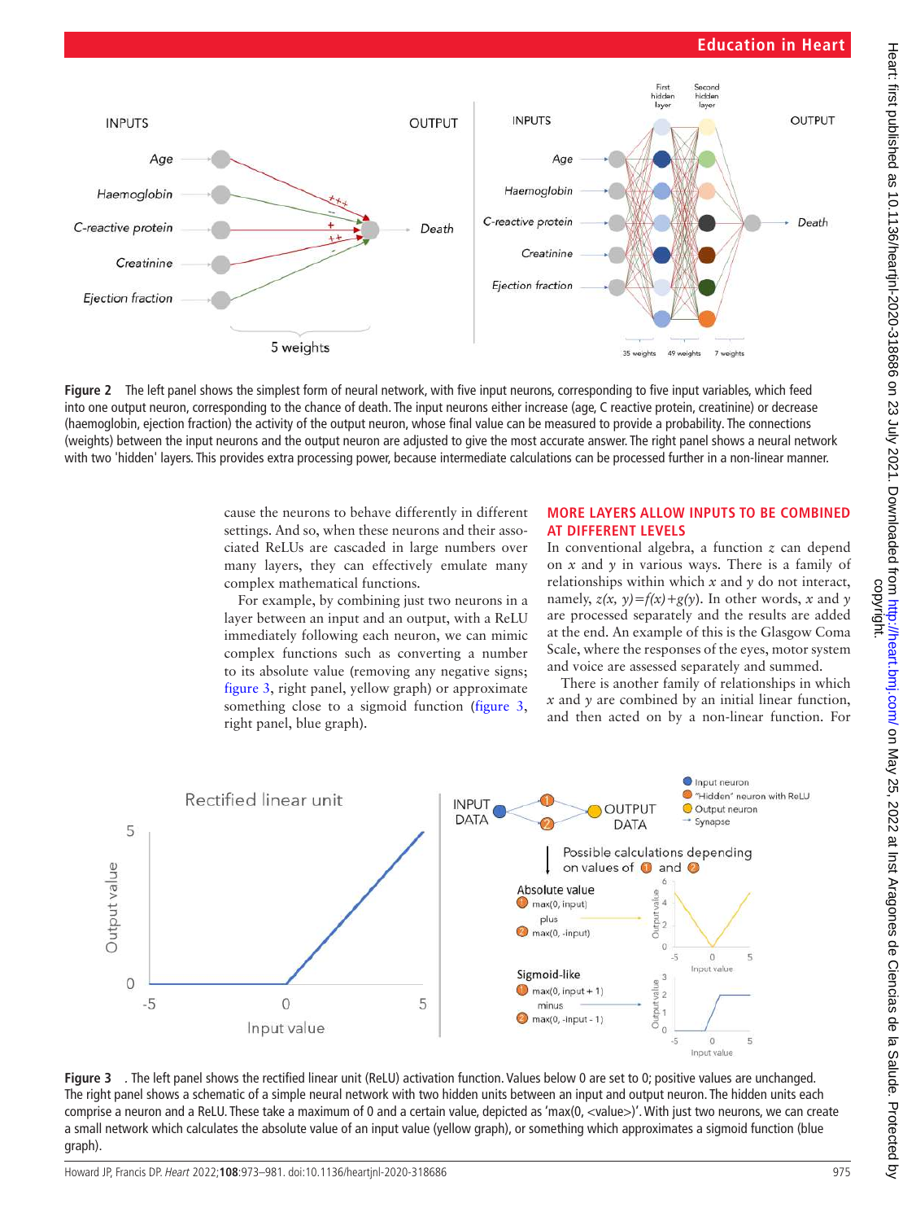Figure 2 The left panel shows the simplest form of neural network, with five input neurons, corresponding to five input variables, which feed into one output neuron, corresponding to the chance of death. The input neurons either increase (age, C reactive protein, creatinine) or decrease (haemoglobin, ejection fraction) the activity of the output neuron, whose final value can be measured to provide a probability. The connections (weights) between the input neurons and the output neuron are adjusted to give the most accurate answer. The right panel shows a neural network with two 'hidden' layers. This provides extra processing power, because intermediate calculations can be processed further in a non-linear manner.

cause the neurons to behave differently in different settings. And so, when these neurons and their associated ReLUs are cascaded in large numbers over many layers, they can effectively emulate many complex mathematical functions.

For example, by combining just two neurons in a layer between an input and an output, with a ReLU immediately following each neuron, we can mimic complex functions such as converting a number to its absolute value (removing any negative signs; figure 3, right panel, yellow graph) or approximate something close to a sigmoid function (figure 3, right panel, blue graph).

## MORE LAYERS ALLOW INPUTS TO BE COMBINED AT DIFFERENT LEVELS

In conventional algebra, a function $z$ can depend on $x$ and $y$ in various ways. There is a family of relationships within which $x$ and $y$ do not interact, namely, $z(x, y)=f(x)+g(y)$. In other words, $x$ and $y$ are processed separately and the results are added at the end. An example of this is the Glasgow Coma Scale, where the responses of the eyes, motor system and voice are assessed separately and summed.

There is another family of relationships in which $x$ and $y$ are combined by an initial linear function, and then acted on by a non-linear function. For

Figure 3 . The left panel shows the rectified linear unit (ReLU) activation function. Values below 0 are set to 0; positive values are unchanged. The right panel shows a schematic of a simple neural network with two hidden units between an input and output neuron. The hidden units each comprise a neuron and a ReLU. These take a maximum of 0 and a certain value, depicted as 'max(0, <value>)'. With just two neurons, we can create a small network which calculates the absolute value of an input value (yellow graph), or something which approximates a sigmoid function (blue graph).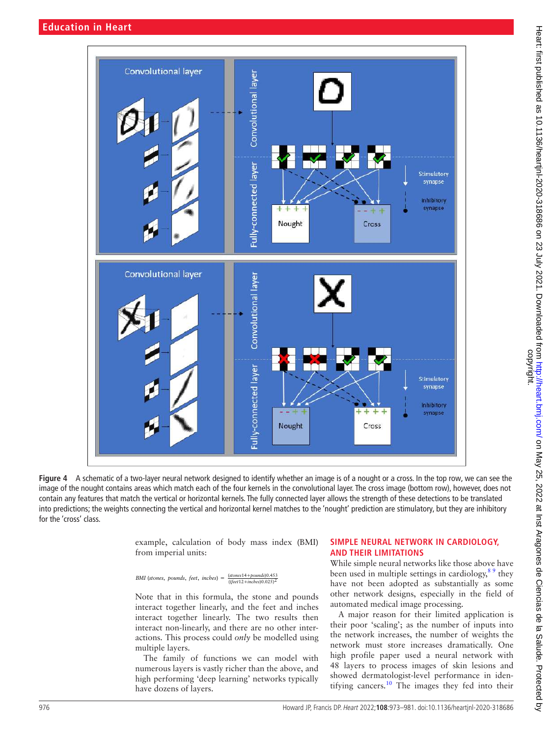Figure 4 A schematic of a two-layer neural network designed to identify whether an image is of a nought or a cross. In the top row, we can see the image of the nought contains areas which match each of the four kernels in the convolutional layer. The cross image (bottom row), however, does not contain any features that match the vertical or horizontal kernels. The fully connected layer allows the strength of these detections to be translated into predictions; the weights connecting the vertical and horizontal kernel matches to the 'nought' prediction are stimulatory, but they are inhibitory for the 'cross' class.

example, calculation of body mass index (BMI) from imperial units:

$$BMI\ (stones,\ pounds,\ feet,\ inches) = \frac{(stones 14 + pounds)0.453}{((feet 12 + inches)0.025)^2}$$

Note that in this formula, the stone and pounds interact together linearly, and the feet and inches interact together linearly. The two results then interact non-linearly, and there are no other interactions. This process could *only* be modelled using multiple layers.

The family of functions we can model with numerous layers is vastly richer than the above, and high performing 'deep learning' networks typically have dozens of layers.

## SIMPLE NEURAL NETWORK IN CARDIOLOGY, AND THEIR LIMITATIONS

While simple neural networks like those above have been used in multiple settings in cardiology,[8 9] they have not been adopted as substantially as some other network designs, especially in the field of automated medical image processing.

A major reason for their limited application is their poor 'scaling'; as the number of inputs into the network increases, the number of weights the network must store increases dramatically. One high profile paper used a neural network with 48 layers to process images of skin lesions and showed dermatologist-level performance in identifying cancers.[10] The images they fed into their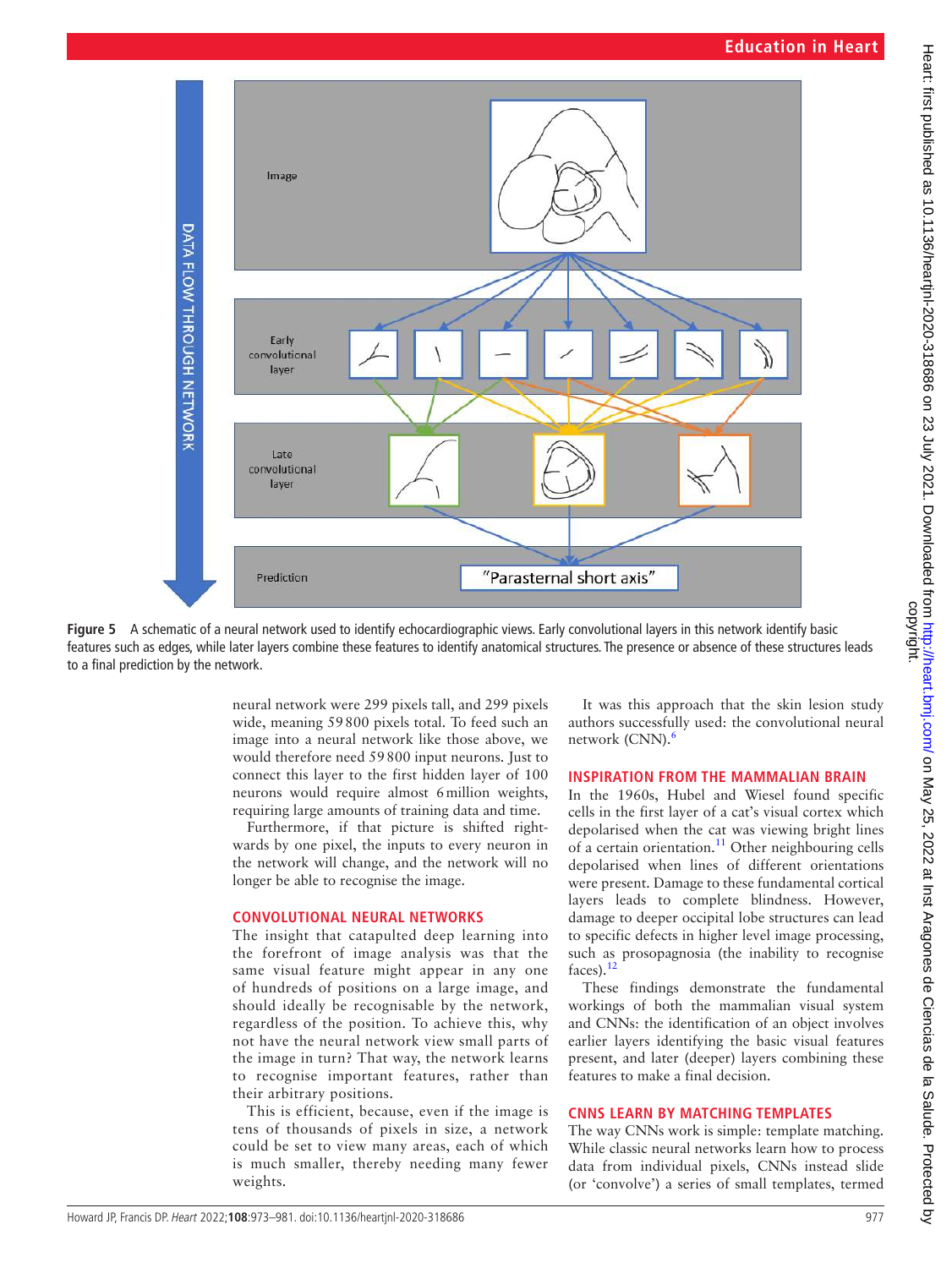Figure 5 A schematic of a neural network used to identify echocardiographic views. Early convolutional layers in this network identify basic features such as edges, while later layers combine these features to identify anatomical structures. The presence or absence of these structures leads to a final prediction by the network.

neural network were 299 pixels tall, and 299 pixels wide, meaning 59 800 pixels total. To feed such an image into a neural network like those above, we would therefore need 59 800 input neurons. Just to connect this layer to the first hidden layer of 100 neurons would require almost 6 million weights, requiring large amounts of training data and time.

Furthermore, if that picture is shifted rightwards by one pixel, the inputs to every neuron in the network will change, and the network will no longer be able to recognise the image.

## CONVOLUTIONAL NEURAL NETWORKS

The insight that catapulted deep learning into the forefront of image analysis was that the same visual feature might appear in any one of hundreds of positions on a large image, and should ideally be recognisable by the network, regardless of the position. To achieve this, why not have the neural network view small parts of the image in turn? That way, the network learns to recognise important features, rather than their arbitrary positions.

This is efficient, because, even if the image is tens of thousands of pixels in size, a network could be set to view many areas, each of which is much smaller, thereby needing many fewer weights.

It was this approach that the skin lesion study authors successfully used: the convolutional neural network (CNN).[6]

## INSPIRATION FROM THE MAMMALIAN BRAIN

In the 1960s, Hubel and Wiesel found specific cells in the first layer of a cat's visual cortex which depolarised when the cat was viewing bright lines of a certain orientation.[11] Other neighbouring cells depolarised when lines of different orientations were present. Damage to these fundamental cortical layers leads to complete blindness. However, damage to deeper occipital lobe structures can lead to specific defects in higher level image processing, such as prosopagnosia (the inability to recognise faces).[12]

These findings demonstrate the fundamental workings of both the mammalian visual system and CNNs: the identification of an object involves earlier layers identifying the basic visual features present, and later (deeper) layers combining these features to make a final decision.

## CNNS LEARN BY MATCHING TEMPLATES

The way CNNs work is simple: template matching. While classic neural networks learn how to process data from individual pixels, CNNs instead slide (or 'convolve') a series of small templates, termed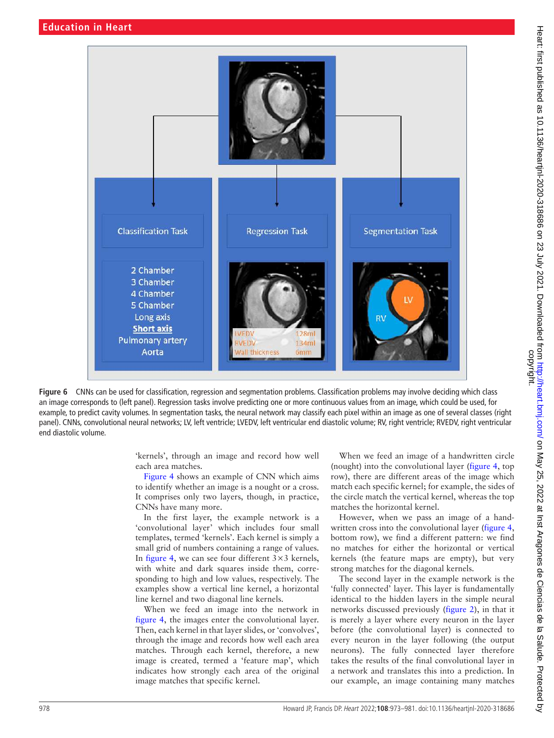Figure 6 CNNs can be used for classification, regression and segmentation problems. Classification problems may involve deciding which class an image corresponds to (left panel). Regression tasks involve predicting one or more continuous values from an image, which could be used, for example, to predict cavity volumes. In segmentation tasks, the neural network may classify each pixel within an image as one of several classes (right panel). CNNs, convolutional neural networks; LV, left ventricle; LVEDV, left ventricular end diastolic volume; RV, right ventricle; RVEDV, right ventricular end diastolic volume.

'kernels', through an image and record how well each area matches.

Figure 4 shows an example of CNN which aims to identify whether an image is a nought or a cross. It comprises only two layers, though, in practice, CNNs have many more.

In the first layer, the example network is a 'convolutional layer' which includes four small templates, termed 'kernels'. Each kernel is simply a small grid of numbers containing a range of values. In figure 4, we can see four different 3×3 kernels, with white and dark squares inside them, corresponding to high and low values, respectively. The examples show a vertical line kernel, a horizontal line kernel and two diagonal line kernels.

When we feed an image into the network in figure 4, the images enter the convolutional layer. Then, each kernel in that layer slides, or 'convolves', through the image and records how well each area matches. Through each kernel, therefore, a new image is created, termed a 'feature map', which indicates how strongly each area of the original image matches that specific kernel.

When we feed an image of a handwritten circle (nought) into the convolutional layer (figure 4, top row), there are different areas of the image which match each specific kernel; for example, the sides of the circle match the vertical kernel, whereas the top matches the horizontal kernel.

However, when we pass an image of a handwritten cross into the convolutional layer (figure 4, bottom row), we find a different pattern: we find no matches for either the horizontal or vertical kernels (the feature maps are empty), but very strong matches for the diagonal kernels.

The second layer in the example network is the 'fully connected' layer. This layer is fundamentally identical to the hidden layers in the simple neural networks discussed previously (figure 2), in that it is merely a layer where every neuron in the layer before (the convolutional layer) is connected to every neuron in the layer following (the output neurons). The fully connected layer therefore takes the results of the final convolutional layer in a network and translates this into a prediction. In our example, an image containing many matches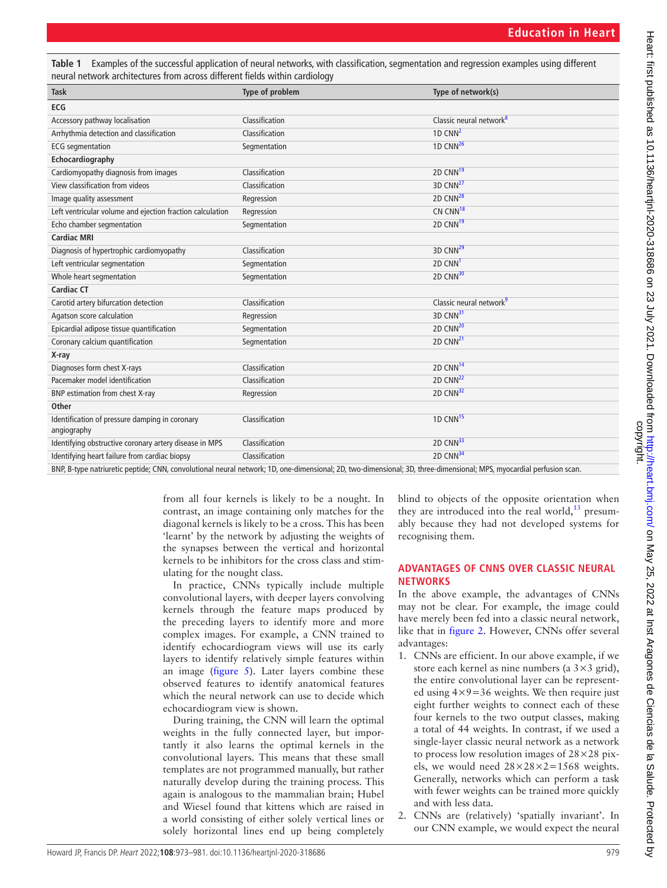**Table 1** Examples of the successful application of neural networks, with classification, segmentation and regression examples using different neural network architectures from across different fields within cardiology

| Task | Type of problem | Type of network(s) |
|---|---|---|
| **ECG** | | |
| Accessory pathway localisation | Classification | Classic neural network[8] |
| Arrhythmia detection and classification | Classification | 1D CNN[2] |
| ECG segmentation | Segmentation | 1D CNN[26] |
| **Echocardiography** | | |
| Cardiomyopathy diagnosis from images | Classification | 2D CNN[19] |
| View classification from videos | Classification | 3D CNN[27] |
| Image quality assessment | Regression | 2D CNN[28] |
| Left ventricular volume and ejection fraction calculation | Regression | CN CNN[18] |
| Echo chamber segmentation | Segmentation | 2D CNN[19] |
| **Cardiac MRI** | | |
| Diagnosis of hypertrophic cardiomyopathy | Classification | 3D CNN[29] |
| Left ventricular segmentation | Segmentation | 2D CNN[1] |
| Whole heart segmentation | Segmentation | 2D CNN[30] |
| **Cardiac CT** | | |
| Carotid artery bifurcation detection | Classification | Classic neural network[9] |
| Agatson score calculation | Regression | 3D CNN[31] |
| Epicardial adipose tissue quantification | Segmentation | 2D CNN[20] |
| Coronary calcium quantification | Segmentation | 2D CNN[21] |
| **X-ray** | | |
| Diagnoses form chest X-rays | Classification | 2D CNN[14] |
| Pacemaker model identification | Classification | 2D CNN[22] |
| BNP estimation from chest X-ray | Regression | 2D CNN[32] |
| **Other** | | |
| Identification of pressure damping in coronary angiography | Classification | 1D CNN[15] |
| Identifying obstructive coronary artery disease in MPS | Classification | 2D CNN[33] |
| Identifying heart failure from cardiac biopsy | Classification | 2D CNN[34] |

BNP, B-type natriuretic peptide; CNN, convolutional neural network; 1D, one-dimensional; 2D, two-dimensional; 3D, three-dimensional; MPS, myocardial perfusion scan.

from all four kernels is likely to be a nought. In contrast, an image containing only matches for the diagonal kernels is likely to be a cross. This has been 'learnt' by the network by adjusting the weights of the synapses between the vertical and horizontal kernels to be inhibitors for the cross class and stimulating for the nought class.

In practice, CNNs typically include multiple convolutional layers, with deeper layers convolving kernels through the feature maps produced by the preceding layers to identify more and more complex images. For example, a CNN trained to identify echocardiogram views will use its early layers to identify relatively simple features within an image (figure 5). Later layers combine these observed features to identify anatomical features which the neural network can use to decide which echocardiogram view is shown.

During training, the CNN will learn the optimal weights in the fully connected layer, but importantly it also learns the optimal kernels in the convolutional layers. This means that these small templates are not programmed manually, but rather naturally develop during the training process. This again is analogous to the mammalian brain; Hubel and Wiesel found that kittens which are raised in a world consisting of either solely vertical lines or solely horizontal lines end up being completely blind to objects of the opposite orientation when they are introduced into the real world,[13] presumably because they had not developed systems for recognising them.

## ADVANTAGES OF CNNS OVER CLASSIC NEURAL NETWORKS

In the above example, the advantages of CNNs may not be clear. For example, the image could have merely been fed into a classic neural network, like that in figure 2. However, CNNs offer several advantages:

1. CNNs are efficient. In our above example, if we store each kernel as nine numbers (a $3\times3$ grid), the entire convolutional layer can be represented using $4\times9=36$ weights. We then require just eight further weights to connect each of these four kernels to the two output classes, making a total of 44 weights. In contrast, if we used a single-layer classic neural network as a network to process low resolution images of $28\times28$ pixels, we would need $28\times28\times2=1568$ weights. Generally, networks which can perform a task with fewer weights can be trained more quickly and with less data.
2. CNNs are (relatively) 'spatially invariant'. In our CNN example, we would expect the neural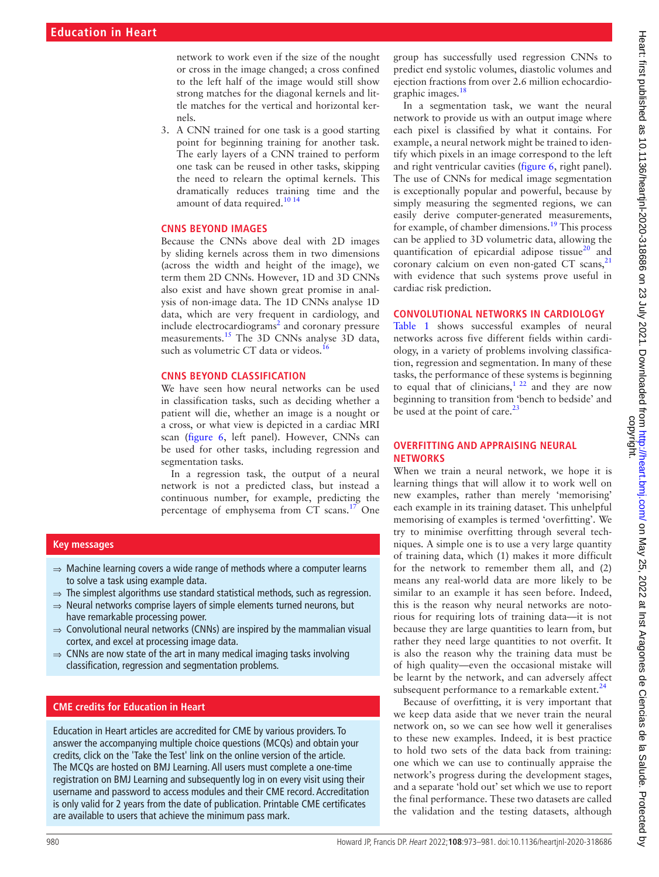network to work even if the size of the nought or cross in the image changed; a cross confined to the left half of the image would still show strong matches for the diagonal kernels and little matches for the vertical and horizontal kernels.

3. A CNN trained for one task is a good starting point for beginning training for another task. The early layers of a CNN trained to perform one task can be reused in other tasks, skipping the need to relearn the optimal kernels. This dramatically reduces training time and the amount of data required.[10 14]

## CNNS BEYOND IMAGES

Because the CNNs above deal with 2D images by sliding kernels across them in two dimensions (across the width and height of the image), we term them 2D CNNs. However, 1D and 3D CNNs also exist and have shown great promise in analysis of non-image data. The 1D CNNs analyse 1D data, which are very frequent in cardiology, and include electrocardiograms[2] and coronary pressure measurements.[15] The 3D CNNs analyse 3D data, such as volumetric CT data or videos.[16]

## CNNS BEYOND CLASSIFICATION

We have seen how neural networks can be used in classification tasks, such as deciding whether a patient will die, whether an image is a nought or a cross, or what view is depicted in a cardiac MRI scan (figure 6, left panel). However, CNNs can be used for other tasks, including regression and segmentation tasks.

In a regression task, the output of a neural network is not a predicted class, but instead a continuous number, for example, predicting the percentage of emphysema from CT scans.[17] One group has successfully used regression CNNs to predict end systolic volumes, diastolic volumes and ejection fractions from over 2.6 million echocardiographic images.[18]

In a segmentation task, we want the neural network to provide us with an output image where each pixel is classified by what it contains. For example, a neural network might be trained to identify which pixels in an image correspond to the left and right ventricular cavities (figure 6, right panel). The use of CNNs for medical image segmentation is exceptionally popular and powerful, because by simply measuring the segmented regions, we can easily derive computer-generated measurements, for example, of chamber dimensions.[19] This process can be applied to 3D volumetric data, allowing the quantification of epicardial adipose tissue[20] and coronary calcium on even non-gated CT scans,[21] with evidence that such systems prove useful in cardiac risk prediction.

## CONVOLUTIONAL NETWORKS IN CARDIOLOGY

Table 1 shows successful examples of neural networks across five different fields within cardiology, in a variety of problems involving classification, regression and segmentation. In many of these tasks, the performance of these systems is beginning to equal that of clinicians,[1 22] and they are now beginning to transition from 'bench to bedside' and be used at the point of care.[23]

## OVERFITTING AND APPRAISING NEURAL NETWORKS

When we train a neural network, we hope it is learning things that will allow it to work well on new examples, rather than merely 'memorising' each example in its training dataset. This unhelpful memorising of examples is termed 'overfitting'. We try to minimise overfitting through several techniques. A simple one is to use a very large quantity of training data, which (1) makes it more difficult for the network to remember them all, and (2) means any real-world data are more likely to be similar to an example it has seen before. Indeed, this is the reason why neural networks are notorious for requiring lots of training data—it is not because they are large quantities to learn from, but rather they need large quantities to not overfit. It is also the reason why the training data must be of high quality—even the occasional mistake will be learnt by the network, and can adversely affect subsequent performance to a remarkable extent.[24]

Because of overfitting, it is very important that we keep data aside that we never train the neural network on, so we can see how well it generalises to these new examples. Indeed, it is best practice to hold two sets of the data back from training: one which we can use to continually appraise the network's progress during the development stages, and a separate 'hold out' set which we use to report the final performance. These two datasets are called the validation and the testing datasets, although

### Key messages

- ⇒ Machine learning covers a wide range of methods where a computer learns to solve a task using example data.
- ⇒ The simplest algorithms use standard statistical methods, such as regression.
- ⇒ Neural networks comprise layers of simple elements turned neurons, but have remarkable processing power.
- ⇒ Convolutional neural networks (CNNs) are inspired by the mammalian visual cortex, and excel at processing image data.
- ⇒ CNNs are now state of the art in many medical imaging tasks involving classification, regression and segmentation problems.

### CME credits for Education in Heart

Education in Heart articles are accredited for CME by various providers. To answer the accompanying multiple choice questions (MCQs) and obtain your credits, click on the 'Take the Test' link on the online version of the article. The MCQs are hosted on BMJ Learning. All users must complete a one-time registration on BMJ Learning and subsequently log in on every visit using their username and password to access modules and their CME record. Accreditation is only valid for 2 years from the date of publication. Printable CME certificates are available to users that achieve the minimum pass mark.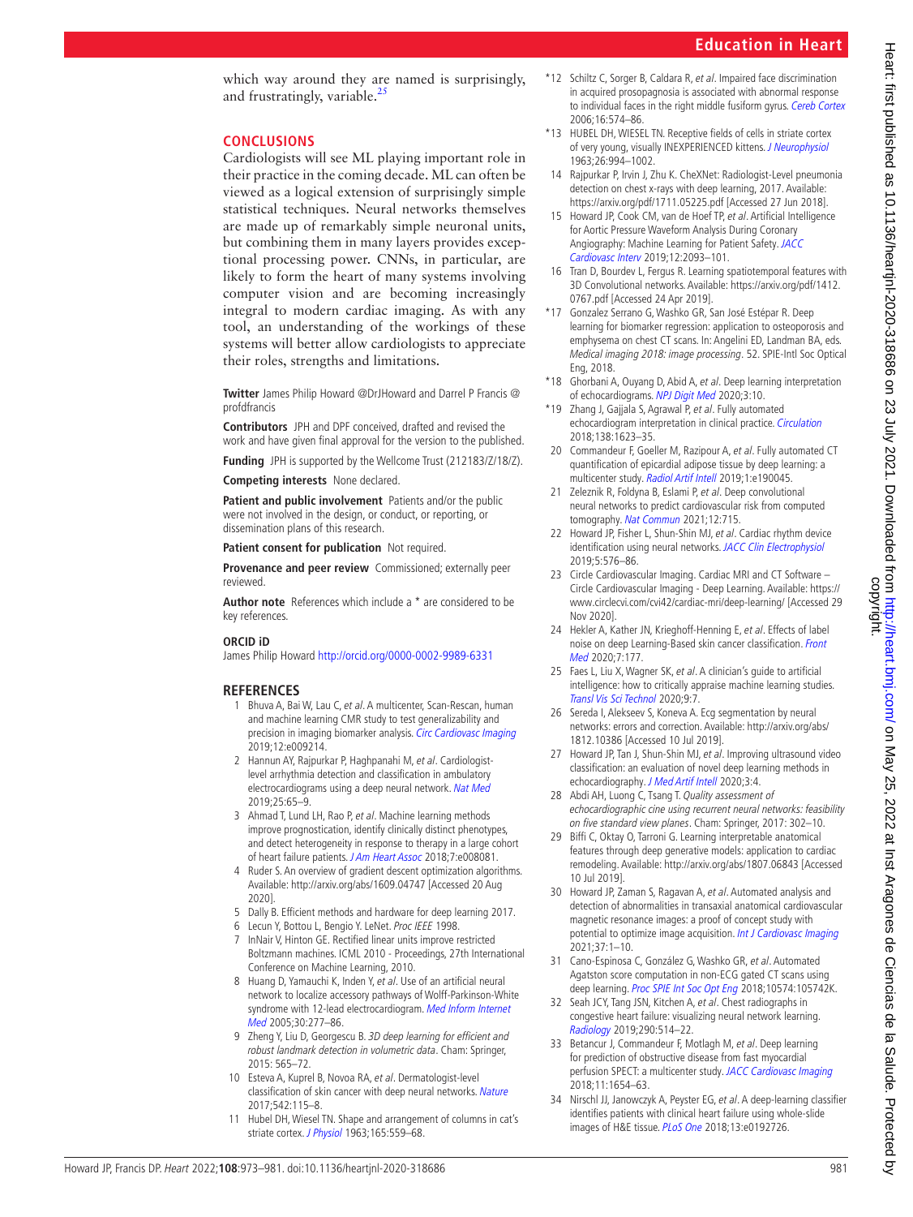which way around they are named is surprisingly, and frustratingly, variable.[25]

## CONCLUSIONS

Cardiologists will see ML playing important role in their practice in the coming decade. ML can often be viewed as a logical extension of surprisingly simple statistical techniques. Neural networks themselves are made up of remarkably simple neuronal units, but combining them in many layers provides exceptional processing power. CNNs, in particular, are likely to form the heart of many systems involving computer vision and are becoming increasingly integral to modern cardiac imaging. As with any tool, an understanding of the workings of these systems will better allow cardiologists to appreciate their roles, strengths and limitations.

**Twitter** James Philip Howard @DrJHoward and Darrel P Francis @profdfrancis

**Contributors** JPH and DPF conceived, drafted and revised the work and have given final approval for the version to the published.

**Funding** JPH is supported by the Wellcome Trust (212183/Z/18/Z).

**Competing interests** None declared.

**Patient and public involvement** Patients and/or the public were not involved in the design, or conduct, or reporting, or dissemination plans of this research.

**Patient consent for publication** Not required.

**Provenance and peer review** Commissioned; externally peer reviewed.

**Author note** References which include a * are considered to be key references.

**ORCID iD**

James Philip Howard http://orcid.org/0000-0002-9989-6331

## REFERENCES

1. Bhuva A, Bai W, Lau C, *et al*. A multicenter, Scan-Rescan, human and machine learning CMR study to test generalizability and precision in imaging biomarker analysis. *Circ Cardiovasc Imaging* 2019;12:e009214.
2. Hannun AY, Rajpurkar P, Haghpanahi M, *et al*. Cardiologist-level arrhythmia detection and classification in ambulatory electrocardiograms using a deep neural network. *Nat Med* 2019;25:65–9.
3. Ahmad T, Lund LH, Rao P, *et al*. Machine learning methods improve prognostication, identify clinically distinct phenotypes, and detect heterogeneity in response to therapy in a large cohort of heart failure patients. *J Am Heart Assoc* 2018;7:e008081.
4. Ruder S. An overview of gradient descent optimization algorithms. Available: http://arxiv.org/abs/1609.04747 [Accessed 20 Aug 2020].
5. Dally B. Efficient methods and hardware for deep learning 2017.
6. Lecun Y, Bottou L, Bengio Y. LeNet. *Proc IEEE* 1998.
7. InNair V, Hinton GE. Rectified linear units improve restricted Boltzmann machines. ICML 2010 - Proceedings, 27th International Conference on Machine Learning, 2010.
8. Huang D, Yamauchi K, Inden Y, *et al*. Use of an artificial neural network to localize accessory pathways of Wolff-Parkinson-White syndrome with 12-lead electrocardiogram. *Med Inform Internet Med* 2005;30:277–86.
9. Zheng Y, Liu D, Georgescu B. *3D deep learning for efficient and robust landmark detection in volumetric data*. Cham: Springer, 2015: 565–72.
10. Esteva A, Kuprel B, Novoa RA, *et al*. Dermatologist-level classification of skin cancer with deep neural networks. *Nature* 2017;542:115–8.
11. Hubel DH, Wiesel TN. Shape and arrangement of columns in cat's striate cortex. *J Physiol* 1963;165:559–68.
12. *Schiltz C, Sorger B, Caldara R, *et al*. Impaired face discrimination in acquired prosopagnosia is associated with abnormal response to individual faces in the right middle fusiform gyrus. *Cereb Cortex* 2006;16:574–86.
13. *HUBEL DH, WIESEL TN. Receptive fields of cells in striate cortex of very young, visually INEXPERIENCED kittens. *J Neurophysiol* 1963;26:994–1002.
14. Rajpurkar P, Irvin J, Zhu K. CheXNet: Radiologist-Level pneumonia detection on chest x-rays with deep learning, 2017. Available: https://arxiv.org/pdf/1711.05225.pdf [Accessed 27 Jun 2018].
15. Howard JP, Cook CM, van de Hoef TP, *et al*. Artificial Intelligence for Aortic Pressure Waveform Analysis During Coronary Angiography: Machine Learning for Patient Safety. *JACC Cardiovasc Interv* 2019;12:2093–101.
16. Tran D, Bourdev L, Fergus R. Learning spatiotemporal features with 3D Convolutional networks. Available: https://arxiv.org/pdf/1412.0767.pdf [Accessed 24 Apr 2019].
17. *Gonzalez Serrano G, Washko GR, San José Estépar R. Deep learning for biomarker regression: application to osteoporosis and emphysema on chest CT scans. In: Angelini ED, Landman BA, eds. *Medical imaging 2018: image processing*. 52. SPIE-Intl Soc Optical Eng, 2018.
18. *Ghorbani A, Ouyang D, Abid A, *et al*. Deep learning interpretation of echocardiograms. *NPJ Digit Med* 2020;3:10.
19. *Zhang J, Gajjala S, Agrawal P, *et al*. Fully automated echocardiogram interpretation in clinical practice. *Circulation* 2018;138:1623–35.
20. Commandeur F, Goeller M, Razipour A, *et al*. Fully automated CT quantification of epicardial adipose tissue by deep learning: a multicenter study. *Radiol Artif Intell* 2019;1:e190045.
21. Zeleznik R, Foldyna B, Eslami P, *et al*. Deep convolutional neural networks to predict cardiovascular risk from computed tomography. *Nat Commun* 2021;12:715.
22. Howard JP, Fisher L, Shun-Shin MJ, *et al*. Cardiac rhythm device identification using neural networks. *JACC Clin Electrophysiol* 2019;5:576–86.
23. Circle Cardiovascular Imaging. Cardiac MRI and CT Software – Circle Cardiovascular Imaging - Deep Learning. Available: https://www.circlecvi.com/cvi42/cardiac-mri/deep-learning/ [Accessed 29 Nov 2020].
24. Hekler A, Kather JN, Krieghoff-Henning E, *et al*. Effects of label noise on deep Learning-Based skin cancer classification. *Front Med* 2020;7:177.
25. Faes L, Liu X, Wagner SK, *et al*. A clinician's guide to artificial intelligence: how to critically appraise machine learning studies. *Transl Vis Sci Technol* 2020;9:7.
26. Sereda I, Alekseev S, Koneva A. Ecg segmentation by neural networks: errors and correction. Available: http://arxiv.org/abs/1812.10386 [Accessed 10 Jul 2019].
27. Howard JP, Tan J, Shun-Shin MJ, *et al*. Improving ultrasound video classification: an evaluation of novel deep learning methods in echocardiography. *J Med Artif Intell* 2020;3:4.
28. Abdi AH, Luong C, Tsang T. *Quality assessment of echocardiographic cine using recurrent neural networks: feasibility on five standard view planes*. Cham: Springer, 2017: 302–10.
29. Biffi C, Oktay O, Tarroni G. Learning interpretable anatomical features through deep generative models: application to cardiac remodeling. Available: http://arxiv.org/abs/1807.06843 [Accessed 10 Jul 2019].
30. Howard JP, Zaman S, Ragavan A, *et al*. Automated analysis and detection of abnormalities in transaxial anatomical cardiovascular magnetic resonance images: a proof of concept study with potential to optimize image acquisition. *Int J Cardiovasc Imaging* 2021;37:1–10.
31. Cano-Espinosa C, González G, Washko GR, *et al*. Automated Agatston score computation in non-ECG gated CT scans using deep learning. *Proc SPIE Int Soc Opt Eng* 2018;10574:105742K.
32. Seah JCY, Tang JSN, Kitchen A, *et al*. Chest radiographs in congestive heart failure: visualizing neural network learning. *Radiology* 2019;290:514–22.
33. Betancur J, Commandeur F, Motlagh M, *et al*. Deep learning for prediction of obstructive disease from fast myocardial perfusion SPECT: a multicenter study. *JACC Cardiovasc Imaging* 2018;11:1654–63.
34. Nirschl JJ, Janowczyk A, Peyster EG, *et al*. A deep-learning classifier identifies patients with clinical heart failure using whole-slide images of H&E tissue. *PLoS One* 2018;13:e0192726.